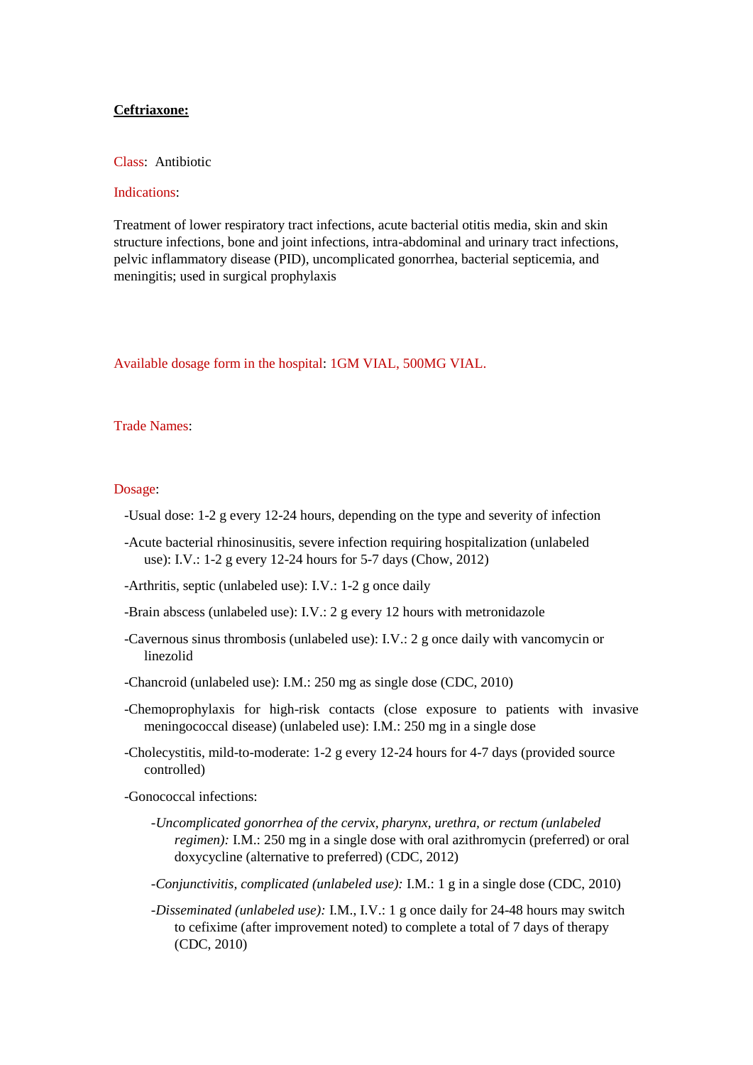**Ceftriaxone:**

Class: Antibiotic

Indications:

Treatment of lower respiratory tract infections, acute bacterial otitis media, skin and skin structure infections, bone and joint infections, intra-abdominal and urinary tract infections, pelvic inflammatory disease (PID), uncomplicated gonorrhea, bacterial septicemia, and meningitis; used in surgical prophylaxis

Available dosage form in the hospital: 1GM VIAL, 500MG VIAL.

Trade Names:

Dosage:

- -Usual dose: 1-2 g every 12-24 hours, depending on the type and severity of infection
- -Acute bacterial rhinosinusitis, severe infection requiring hospitalization (unlabeled use): I.V.: 1-2 g every 12-24 hours for 5-7 days (Chow, 2012)
- -Arthritis, septic (unlabeled use): I.V.: 1-2 g once daily
- -Brain abscess (unlabeled use): I.V.: 2 g every 12 hours with metronidazole
- -Cavernous sinus thrombosis (unlabeled use): I.V.: 2 g once daily with vancomycin or linezolid
- -Chancroid (unlabeled use): I.M.: 250 mg as single dose (CDC, 2010)
- -Chemoprophylaxis for high-risk contacts (close exposure to patients with invasive meningococcal disease) (unlabeled use): I.M.: 250 mg in a single dose
- -Cholecystitis, mild-to-moderate: 1-2 g every 12-24 hours for 4-7 days (provided source controlled)
- -Gonococcal infections:
  - -*Uncomplicated gonorrhea of the cervix, pharynx, urethra, or rectum (unlabeled regimen):* I.M.: 250 mg in a single dose with oral azithromycin (preferred) or oral doxycycline (alternative to preferred) (CDC, 2012)
  - -*Conjunctivitis, complicated (unlabeled use):* I.M.: 1 g in a single dose (CDC, 2010)
  - -*Disseminated (unlabeled use):* I.M., I.V.: 1 g once daily for 24-48 hours may switch to cefixime (after improvement noted) to complete a total of 7 days of therapy (CDC, 2010)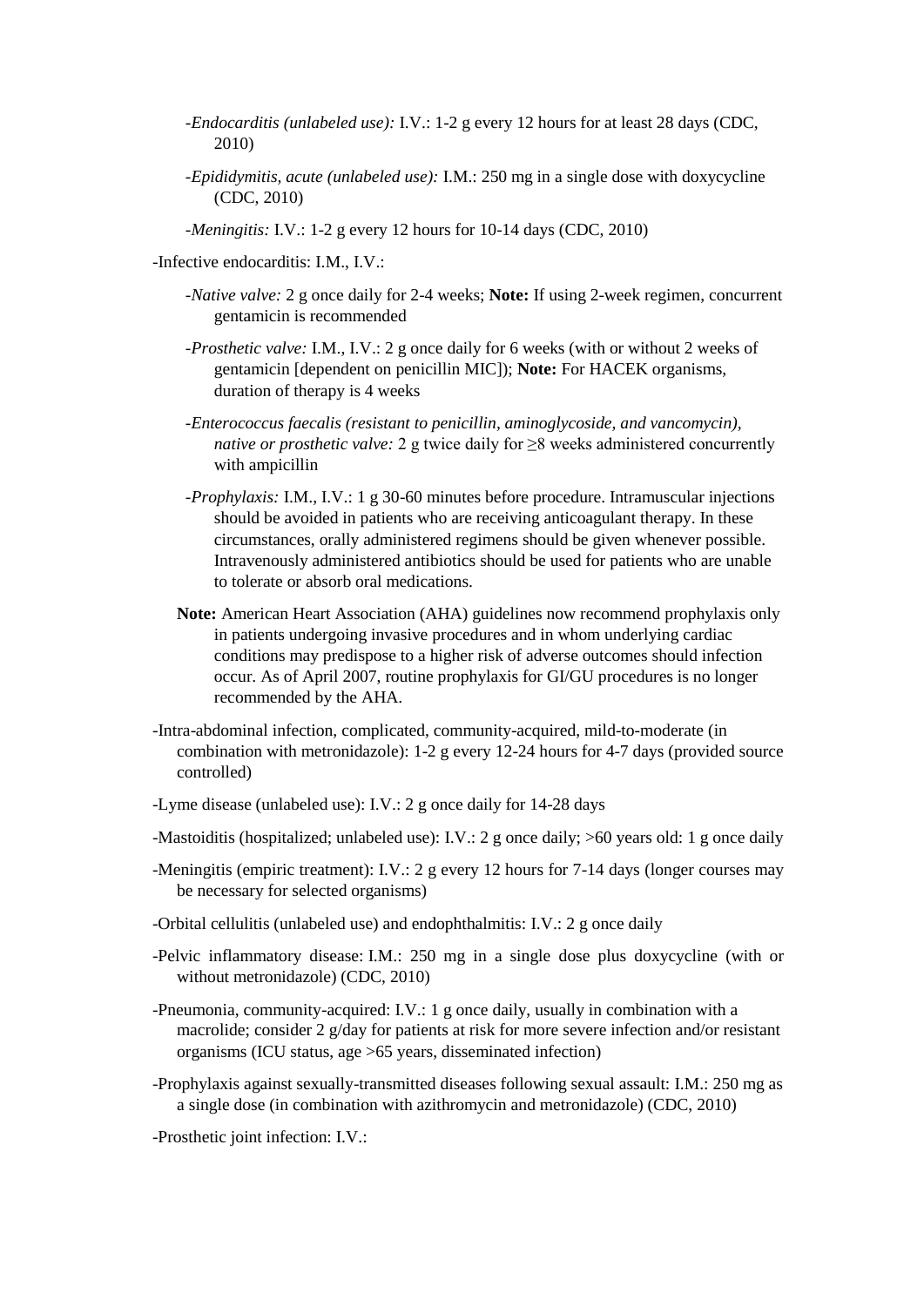- *Endocarditis (unlabeled use):* I.V.: 1-2 g every 12 hours for at least 28 days (CDC, 2010)
- *Epididymitis, acute (unlabeled use):* I.M.: 250 mg in a single dose with doxycycline (CDC, 2010)
- *Meningitis:* I.V.: 1-2 g every 12 hours for 10-14 days (CDC, 2010)

-Infective endocarditis: I.M., I.V.:

- *Native valve:* 2 g once daily for 2-4 weeks; **Note:** If using 2-week regimen, concurrent gentamicin is recommended
- *Prosthetic valve:* I.M., I.V.: 2 g once daily for 6 weeks (with or without 2 weeks of gentamicin [dependent on penicillin MIC]); **Note:** For HACEK organisms, duration of therapy is 4 weeks
- *Enterococcus faecalis (resistant to penicillin, aminoglycoside, and vancomycin), native or prosthetic valve:* 2 g twice daily for ≥8 weeks administered concurrently with ampicillin
- *Prophylaxis:* I.M., I.V.: 1 g 30-60 minutes before procedure. Intramuscular injections should be avoided in patients who are receiving anticoagulant therapy. In these circumstances, orally administered regimens should be given whenever possible. Intravenously administered antibiotics should be used for patients who are unable to tolerate or absorb oral medications.

**Note:** American Heart Association (AHA) guidelines now recommend prophylaxis only in patients undergoing invasive procedures and in whom underlying cardiac conditions may predispose to a higher risk of adverse outcomes should infection occur. As of April 2007, routine prophylaxis for GI/GU procedures is no longer recommended by the AHA.

-Intra-abdominal infection, complicated, community-acquired, mild-to-moderate (in combination with metronidazole): 1-2 g every 12-24 hours for 4-7 days (provided source controlled)

-Lyme disease (unlabeled use): I.V.: 2 g once daily for 14-28 days

-Mastoiditis (hospitalized; unlabeled use): I.V.: 2 g once daily; >60 years old: 1 g once daily

-Meningitis (empiric treatment): I.V.: 2 g every 12 hours for 7-14 days (longer courses may be necessary for selected organisms)

-Orbital cellulitis (unlabeled use) and endophthalmitis: I.V.: 2 g once daily

-Pelvic inflammatory disease: I.M.: 250 mg in a single dose plus doxycycline (with or without metronidazole) (CDC, 2010)

-Pneumonia, community-acquired: I.V.: 1 g once daily, usually in combination with a macrolide; consider 2 g/day for patients at risk for more severe infection and/or resistant organisms (ICU status, age >65 years, disseminated infection)

-Prophylaxis against sexually-transmitted diseases following sexual assault: I.M.: 250 mg as a single dose (in combination with azithromycin and metronidazole) (CDC, 2010)

-Prosthetic joint infection: I.V.: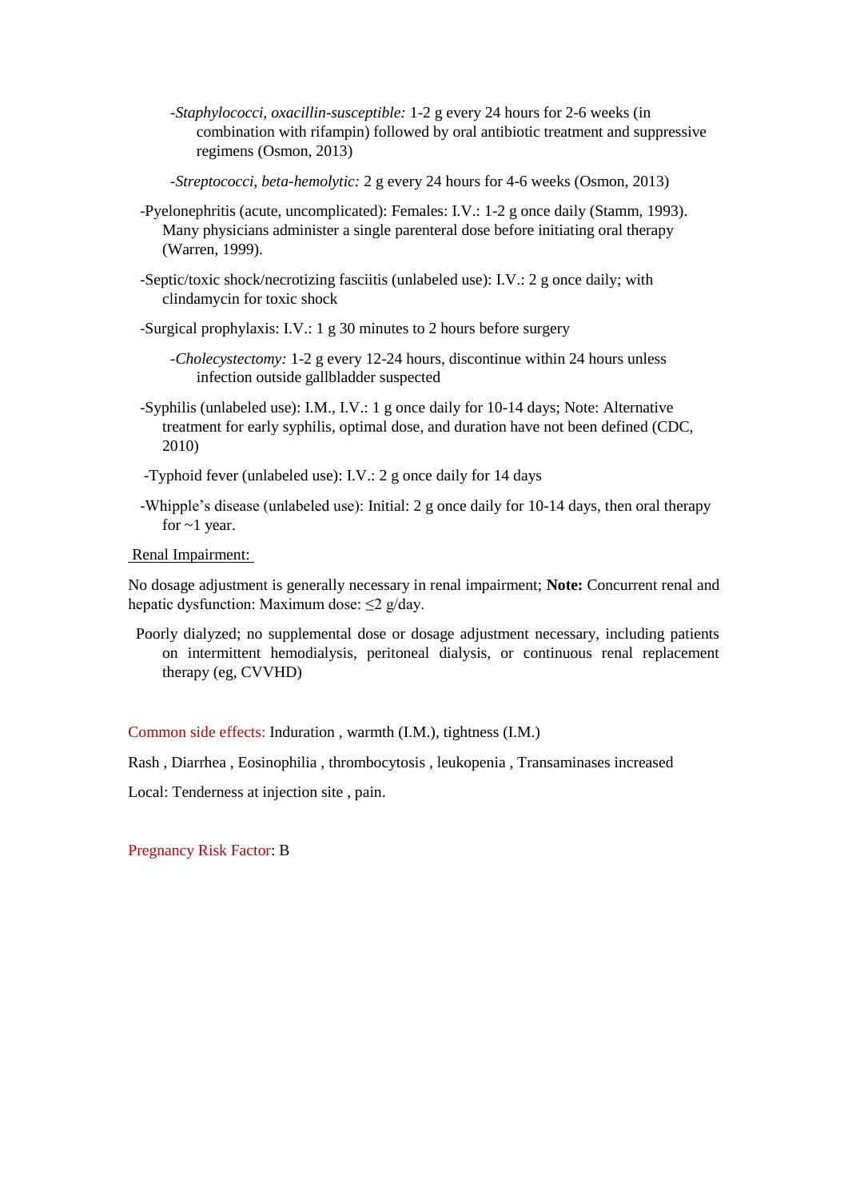- *Staphylococci, oxacillin-susceptible:* 1-2 g every 24 hours for 2-6 weeks (in combination with rifampin) followed by oral antibiotic treatment and suppressive regimens (Osmon, 2013)

- *Streptococci, beta-hemolytic:* 2 g every 24 hours for 4-6 weeks (Osmon, 2013)

-Pyelonephritis (acute, uncomplicated): Females: I.V.: 1-2 g once daily (Stamm, 1993). Many physicians administer a single parenteral dose before initiating oral therapy (Warren, 1999).

-Septic/toxic shock/necrotizing fasciitis (unlabeled use): I.V.: 2 g once daily; with clindamycin for toxic shock

-Surgical prophylaxis: I.V.: 1 g 30 minutes to 2 hours before surgery

- *Cholecystectomy:* 1-2 g every 12-24 hours, discontinue within 24 hours unless infection outside gallbladder suspected

-Syphilis (unlabeled use): I.M., I.V.: 1 g once daily for 10-14 days; Note: Alternative treatment for early syphilis, optimal dose, and duration have not been defined (CDC, 2010)

-Typhoid fever (unlabeled use): I.V.: 2 g once daily for 14 days

-Whipple's disease (unlabeled use): Initial: 2 g once daily for 10-14 days, then oral therapy for ~1 year.

Renal Impairment:

No dosage adjustment is generally necessary in renal impairment; **Note:** Concurrent renal and hepatic dysfunction: Maximum dose: $\leq$2 g/day.

Poorly dialyzed; no supplemental dose or dosage adjustment necessary, including patients on intermittent hemodialysis, peritoneal dialysis, or continuous renal replacement therapy (eg, CVVHD)

Common side effects: Induration , warmth (I.M.), tightness (I.M.)

Rash , Diarrhea , Eosinophilia , thrombocytosis , leukopenia , Transaminases increased

Local: Tenderness at injection site , pain.

Pregnancy Risk Factor: B